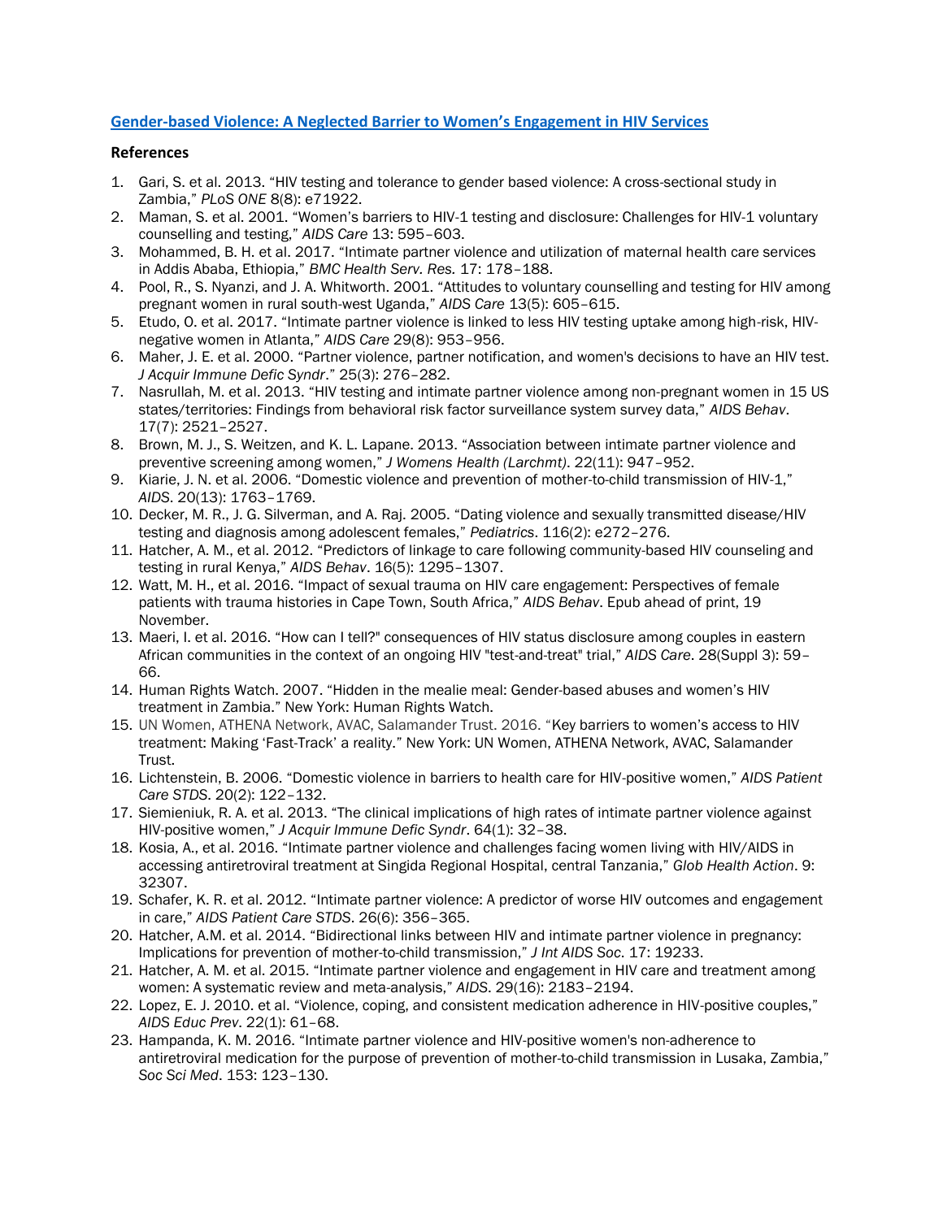[Gender-based Violence: A Neglected Barrier to Women's Engagement in HIV Services]

## References

1. Gari, S. et al. 2013. "HIV testing and tolerance to gender based violence: A cross-sectional study in Zambia," *PLoS ONE* 8(8): e71922.
2. Maman, S. et al. 2001. "Women's barriers to HIV-1 testing and disclosure: Challenges for HIV-1 voluntary counselling and testing," *AIDS Care* 13: 595–603.
3. Mohammed, B. H. et al. 2017. "Intimate partner violence and utilization of maternal health care services in Addis Ababa, Ethiopia," *BMC Health Serv. Res.* 17: 178–188.
4. Pool, R., S. Nyanzi, and J. A. Whitworth. 2001. "Attitudes to voluntary counselling and testing for HIV among pregnant women in rural south-west Uganda," *AIDS Care* 13(5): 605–615.
5. Etudo, O. et al. 2017. "Intimate partner violence is linked to less HIV testing uptake among high-risk, HIV-negative women in Atlanta," *AIDS Care* 29(8): 953–956.
6. Maher, J. E. et al. 2000. "Partner violence, partner notification, and women's decisions to have an HIV test. *J Acquir Immune Defic Syndr*." 25(3): 276–282.
7. Nasrullah, M. et al. 2013. "HIV testing and intimate partner violence among non-pregnant women in 15 US states/territories: Findings from behavioral risk factor surveillance system survey data," *AIDS Behav*. 17(7): 2521–2527.
8. Brown, M. J., S. Weitzen, and K. L. Lapane. 2013. "Association between intimate partner violence and preventive screening among women," *J Womens Health (Larchmt)*. 22(11): 947–952.
9. Kiarie, J. N. et al. 2006. "Domestic violence and prevention of mother-to-child transmission of HIV-1," *AIDS*. 20(13): 1763–1769.
10. Decker, M. R., J. G. Silverman, and A. Raj. 2005. "Dating violence and sexually transmitted disease/HIV testing and diagnosis among adolescent females," *Pediatrics*. 116(2): e272–276.
11. Hatcher, A. M., et al. 2012. "Predictors of linkage to care following community-based HIV counseling and testing in rural Kenya," *AIDS Behav*. 16(5): 1295–1307.
12. Watt, M. H., et al. 2016. "Impact of sexual trauma on HIV care engagement: Perspectives of female patients with trauma histories in Cape Town, South Africa," *AIDS Behav*. Epub ahead of print, 19 November.
13. Maeri, I. et al. 2016. "How can I tell?" consequences of HIV status disclosure among couples in eastern African communities in the context of an ongoing HIV "test-and-treat" trial," *AIDS Care*. 28(Suppl 3): 59–66.
14. Human Rights Watch. 2007. "Hidden in the mealie meal: Gender-based abuses and women's HIV treatment in Zambia." New York: Human Rights Watch.
15. UN Women, ATHENA Network, AVAC, Salamander Trust. 2016. "Key barriers to women's access to HIV treatment: Making 'Fast-Track' a reality." New York: UN Women, ATHENA Network, AVAC, Salamander Trust.
16. Lichtenstein, B. 2006. "Domestic violence in barriers to health care for HIV-positive women," *AIDS Patient Care STDS*. 20(2): 122–132.
17. Siemieniuk, R. A. et al. 2013. "The clinical implications of high rates of intimate partner violence against HIV-positive women," *J Acquir Immune Defic Syndr*. 64(1): 32–38.
18. Kosia, A., et al. 2016. "Intimate partner violence and challenges facing women living with HIV/AIDS in accessing antiretroviral treatment at Singida Regional Hospital, central Tanzania," *Glob Health Action*. 9: 32307.
19. Schafer, K. R. et al. 2012. "Intimate partner violence: A predictor of worse HIV outcomes and engagement in care," *AIDS Patient Care STDS*. 26(6): 356–365.
20. Hatcher, A.M. et al. 2014. "Bidirectional links between HIV and intimate partner violence in pregnancy: Implications for prevention of mother-to-child transmission," *J Int AIDS Soc*. 17: 19233.
21. Hatcher, A. M. et al. 2015. "Intimate partner violence and engagement in HIV care and treatment among women: A systematic review and meta-analysis," *AIDS*. 29(16): 2183–2194.
22. Lopez, E. J. 2010. et al. "Violence, coping, and consistent medication adherence in HIV-positive couples," *AIDS Educ Prev*. 22(1): 61–68.
23. Hampanda, K. M. 2016. "Intimate partner violence and HIV-positive women's non-adherence to antiretroviral medication for the purpose of prevention of mother-to-child transmission in Lusaka, Zambia," *Soc Sci Med*. 153: 123–130.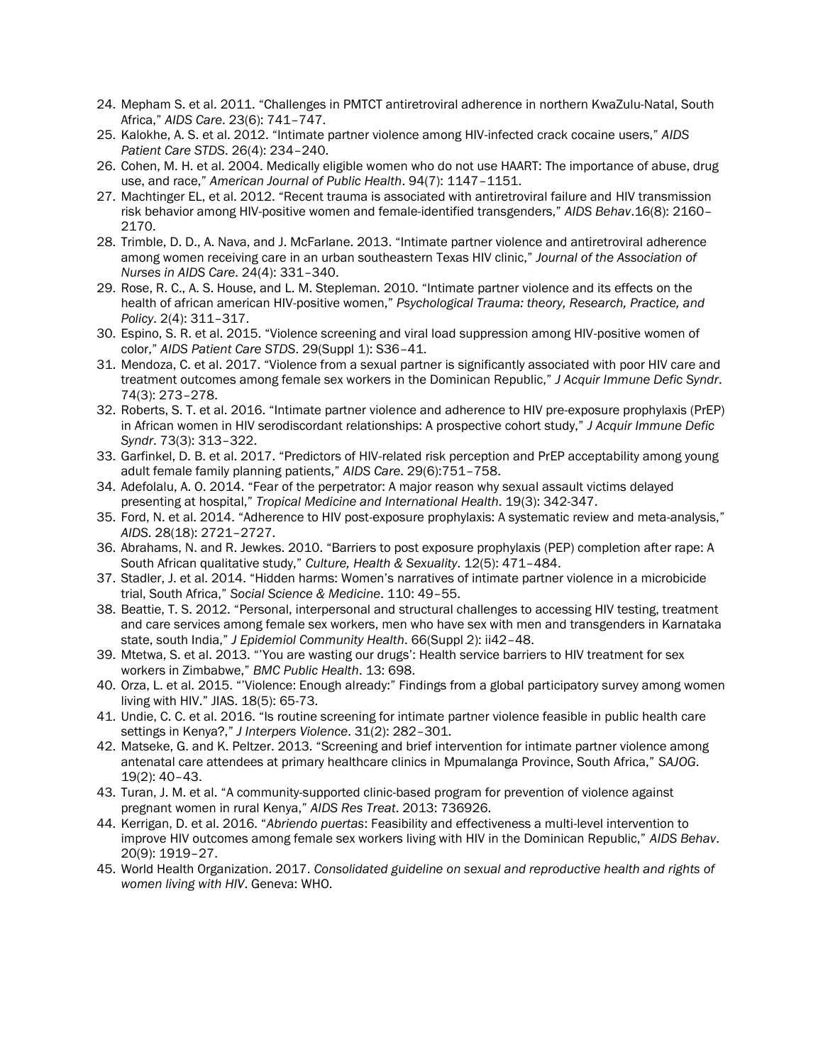24. Mepham S. et al. 2011. “Challenges in PMTCT antiretroviral adherence in northern KwaZulu-Natal, South Africa,” *AIDS Care*. 23(6): 741–747.
25. Kalokhe, A. S. et al. 2012. “Intimate partner violence among HIV-infected crack cocaine users,” *AIDS Patient Care STDS*. 26(4): 234–240.
26. Cohen, M. H. et al. 2004. Medically eligible women who do not use HAART: The importance of abuse, drug use, and race,” *American Journal of Public Health*. 94(7): 1147–1151.
27. Machtinger EL, et al. 2012. “Recent trauma is associated with antiretroviral failure and HIV transmission risk behavior among HIV-positive women and female-identified transgenders,” *AIDS Behav*.16(8): 2160–2170.
28. Trimble, D. D., A. Nava, and J. McFarlane. 2013. “Intimate partner violence and antiretroviral adherence among women receiving care in an urban southeastern Texas HIV clinic,” *Journal of the Association of Nurses in AIDS Care*. 24(4): 331–340.
29. Rose, R. C., A. S. House, and L. M. Stepleman. 2010. “Intimate partner violence and its effects on the health of african american HIV-positive women,” *Psychological Trauma: theory, Research, Practice, and Policy*. 2(4): 311–317.
30. Espino, S. R. et al. 2015. “Violence screening and viral load suppression among HIV-positive women of color,” *AIDS Patient Care STDS*. 29(Suppl 1): S36–41.
31. Mendoza, C. et al. 2017. “Violence from a sexual partner is significantly associated with poor HIV care and treatment outcomes among female sex workers in the Dominican Republic,” *J Acquir Immune Defic Syndr*. 74(3): 273–278.
32. Roberts, S. T. et al. 2016. “Intimate partner violence and adherence to HIV pre-exposure prophylaxis (PrEP) in African women in HIV serodiscordant relationships: A prospective cohort study,” *J Acquir Immune Defic Syndr*. 73(3): 313–322.
33. Garfinkel, D. B. et al. 2017. “Predictors of HIV-related risk perception and PrEP acceptability among young adult female family planning patients,” *AIDS Care*. 29(6):751–758.
34. Adefolalu, A. O. 2014. “Fear of the perpetrator: A major reason why sexual assault victims delayed presenting at hospital,” *Tropical Medicine and International Health*. 19(3): 342-347.
35. Ford, N. et al. 2014. “Adherence to HIV post-exposure prophylaxis: A systematic review and meta-analysis,” *AIDS*. 28(18): 2721–2727.
36. Abrahams, N. and R. Jewkes. 2010. “Barriers to post exposure prophylaxis (PEP) completion after rape: A South African qualitative study,” *Culture, Health & Sexuality*. 12(5): 471–484.
37. Stadler, J. et al. 2014. “Hidden harms: Women’s narratives of intimate partner violence in a microbicide trial, South Africa,” *Social Science & Medicine*. 110: 49–55.
38. Beattie, T. S. 2012. “Personal, interpersonal and structural challenges to accessing HIV testing, treatment and care services among female sex workers, men who have sex with men and transgenders in Karnataka state, south India,” *J Epidemiol Community Health*. 66(Suppl 2): ii42–48.
39. Mtetwa, S. et al. 2013. “’You are wasting our drugs’: Health service barriers to HIV treatment for sex workers in Zimbabwe,” *BMC Public Health*. 13: 698.
40. Orza, L. et al. 2015. “’Violence: Enough already:” Findings from a global participatory survey among women living with HIV.” JIAS. 18(5): 65-73.
41. Undie, C. C. et al. 2016. “Is routine screening for intimate partner violence feasible in public health care settings in Kenya?,” *J Interpers Violence*. 31(2): 282–301.
42. Matseke, G. and K. Peltzer. 2013. “Screening and brief intervention for intimate partner violence among antenatal care attendees at primary healthcare clinics in Mpumalanga Province, South Africa,” *SAJOG*. 19(2): 40–43.
43. Turan, J. M. et al. “A community-supported clinic-based program for prevention of violence against pregnant women in rural Kenya,” *AIDS Res Treat*. 2013: 736926.
44. Kerrigan, D. et al. 2016. “*Abriendo puertas*: Feasibility and effectiveness a multi-level intervention to improve HIV outcomes among female sex workers living with HIV in the Dominican Republic,” *AIDS Behav*. 20(9): 1919–27.
45. World Health Organization. 2017. *Consolidated guideline on sexual and reproductive health and rights of women living with HIV*. Geneva: WHO.